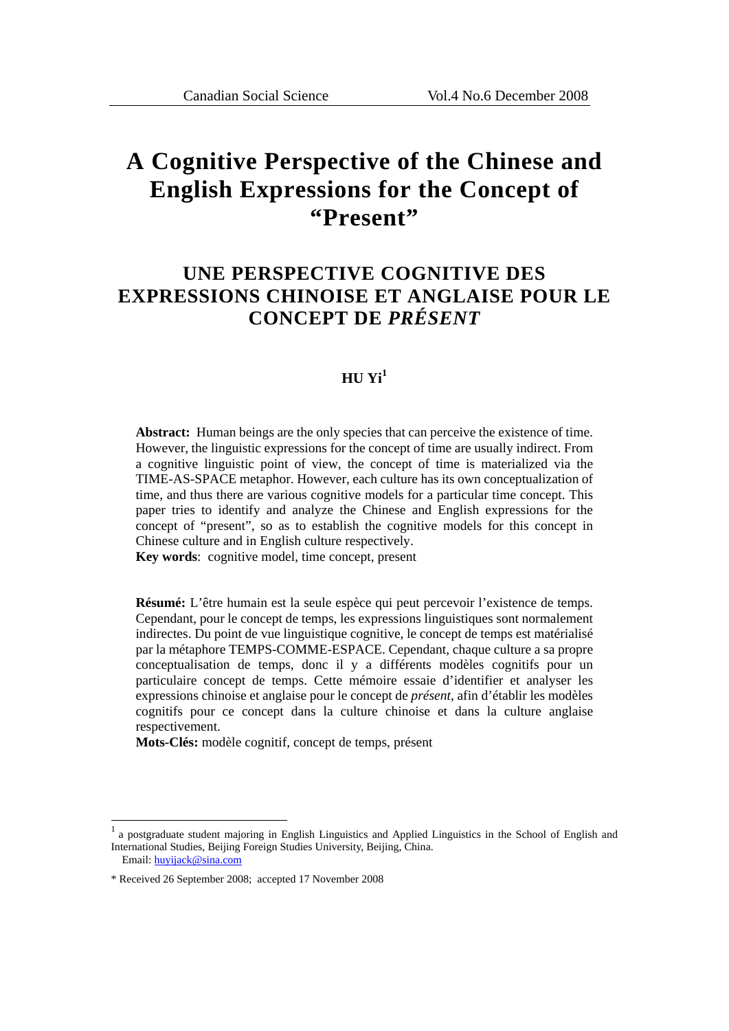# A Cognitive Perspective of the Chinese and English Expressions for the Concept of "Present"

## UNE PERSPECTIVE COGNITIVE DES EXPRESSIONS CHINOISE ET ANGLAISE POUR LE CONCEPT DE *PRÉSENT*

**HU Yi**[1]

**Abstract:** Human beings are the only species that can perceive the existence of time. However, the linguistic expressions for the concept of time are usually indirect. From a cognitive linguistic point of view, the concept of time is materialized via the TIME-AS-SPACE metaphor. However, each culture has its own conceptualization of time, and thus there are various cognitive models for a particular time concept. This paper tries to identify and analyze the Chinese and English expressions for the concept of "present", so as to establish the cognitive models for this concept in Chinese culture and in English culture respectively.

**Key words**: cognitive model, time concept, present

**Résumé:** L'être humain est la seule espèce qui peut percevoir l'existence de temps. Cependant, pour le concept de temps, les expressions linguistiques sont normalement indirectes. Du point de vue linguistique cognitive, le concept de temps est matérialisé par la métaphore TEMPS-COMME-ESPACE. Cependant, chaque culture a sa propre conceptualisation de temps, donc il y a différents modèles cognitifs pour un particulaire concept de temps. Cette mémoire essaie d'identifier et analyser les expressions chinoise et anglaise pour le concept de *présent*, afin d'établir les modèles cognitifs pour ce concept dans la culture chinoise et dans la culture anglaise respectivement.

**Mots-Clés:** modèle cognitif, concept de temps, présent

---

[1] a postgraduate student majoring in English Linguistics and Applied Linguistics in the School of English and International Studies, Beijing Foreign Studies University, Beijing, China.
Email: huyijack@sina.com

\* Received 26 September 2008; accepted 17 November 2008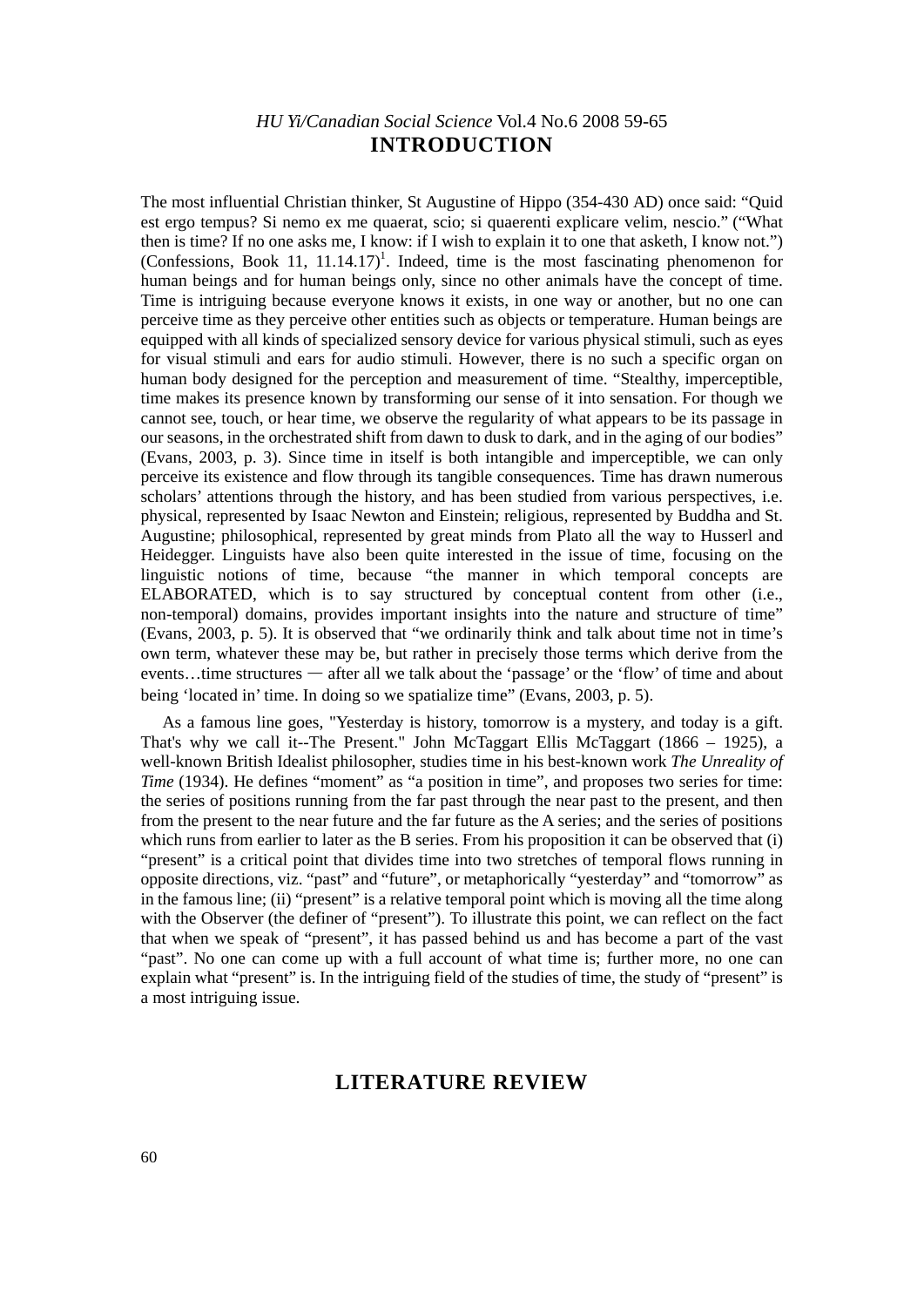## INTRODUCTION

The most influential Christian thinker, St Augustine of Hippo (354-430 AD) once said: "Quid est ergo tempus? Si nemo ex me quaerat, scio; si quaerenti explicare velim, nescio." ("What then is time? If no one asks me, I know: if I wish to explain it to one that asketh, I know not.") (Confessions, Book 11, 11.14.17)[1]. Indeed, time is the most fascinating phenomenon for human beings and for human beings only, since no other animals have the concept of time. Time is intriguing because everyone knows it exists, in one way or another, but no one can perceive time as they perceive other entities such as objects or temperature. Human beings are equipped with all kinds of specialized sensory device for various physical stimuli, such as eyes for visual stimuli and ears for audio stimuli. However, there is no such a specific organ on human body designed for the perception and measurement of time. "Stealthy, imperceptible, time makes its presence known by transforming our sense of it into sensation. For though we cannot see, touch, or hear time, we observe the regularity of what appears to be its passage in our seasons, in the orchestrated shift from dawn to dusk to dark, and in the aging of our bodies" (Evans, 2003, p. 3). Since time in itself is both intangible and imperceptible, we can only perceive its existence and flow through its tangible consequences. Time has drawn numerous scholars' attentions through the history, and has been studied from various perspectives, i.e. physical, represented by Isaac Newton and Einstein; religious, represented by Buddha and St. Augustine; philosophical, represented by great minds from Plato all the way to Husserl and Heidegger. Linguists have also been quite interested in the issue of time, focusing on the linguistic notions of time, because "the manner in which temporal concepts are ELABORATED, which is to say structured by conceptual content from other (i.e., non-temporal) domains, provides important insights into the nature and structure of time" (Evans, 2003, p. 5). It is observed that "we ordinarily think and talk about time not in time's own term, whatever these may be, but rather in precisely those terms which derive from the events…time structures — after all we talk about the 'passage' or the 'flow' of time and about being 'located in' time. In doing so we spatialize time" (Evans, 2003, p. 5).

As a famous line goes, "Yesterday is history, tomorrow is a mystery, and today is a gift. That's why we call it--The Present." John McTaggart Ellis McTaggart (1866 – 1925), a well-known British Idealist philosopher, studies time in his best-known work *The Unreality of Time* (1934). He defines "moment" as "a position in time", and proposes two series for time: the series of positions running from the far past through the near past to the present, and then from the present to the near future and the far future as the A series; and the series of positions which runs from earlier to later as the B series. From his proposition it can be observed that (i) "present" is a critical point that divides time into two stretches of temporal flows running in opposite directions, viz. "past" and "future", or metaphorically "yesterday" and "tomorrow" as in the famous line; (ii) "present" is a relative temporal point which is moving all the time along with the Observer (the definer of "present"). To illustrate this point, we can reflect on the fact that when we speak of "present", it has passed behind us and has become a part of the vast "past". No one can come up with a full account of what time is; further more, no one can explain what "present" is. In the intriguing field of the studies of time, the study of "present" is a most intriguing issue.

## LITERATURE REVIEW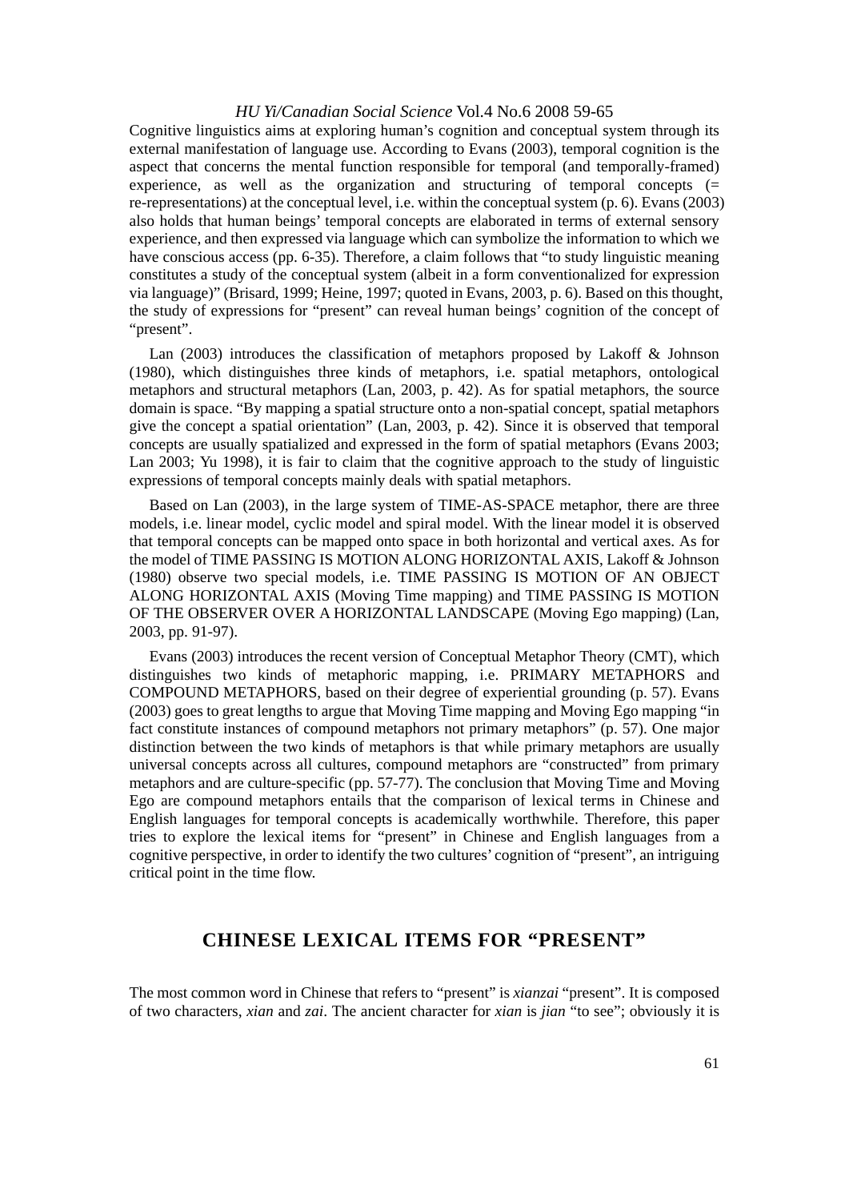Cognitive linguistics aims at exploring human's cognition and conceptual system through its external manifestation of language use. According to Evans (2003), temporal cognition is the aspect that concerns the mental function responsible for temporal (and temporally-framed) experience, as well as the organization and structuring of temporal concepts (= re-representations) at the conceptual level, i.e. within the conceptual system (p. 6). Evans (2003) also holds that human beings' temporal concepts are elaborated in terms of external sensory experience, and then expressed via language which can symbolize the information to which we have conscious access (pp. 6-35). Therefore, a claim follows that "to study linguistic meaning constitutes a study of the conceptual system (albeit in a form conventionalized for expression via language)" (Brisard, 1999; Heine, 1997; quoted in Evans, 2003, p. 6). Based on this thought, the study of expressions for "present" can reveal human beings' cognition of the concept of "present".

Lan (2003) introduces the classification of metaphors proposed by Lakoff & Johnson (1980), which distinguishes three kinds of metaphors, i.e. spatial metaphors, ontological metaphors and structural metaphors (Lan, 2003, p. 42). As for spatial metaphors, the source domain is space. "By mapping a spatial structure onto a non-spatial concept, spatial metaphors give the concept a spatial orientation" (Lan, 2003, p. 42). Since it is observed that temporal concepts are usually spatialized and expressed in the form of spatial metaphors (Evans 2003; Lan 2003; Yu 1998), it is fair to claim that the cognitive approach to the study of linguistic expressions of temporal concepts mainly deals with spatial metaphors.

Based on Lan (2003), in the large system of TIME-AS-SPACE metaphor, there are three models, i.e. linear model, cyclic model and spiral model. With the linear model it is observed that temporal concepts can be mapped onto space in both horizontal and vertical axes. As for the model of TIME PASSING IS MOTION ALONG HORIZONTAL AXIS, Lakoff & Johnson (1980) observe two special models, i.e. TIME PASSING IS MOTION OF AN OBJECT ALONG HORIZONTAL AXIS (Moving Time mapping) and TIME PASSING IS MOTION OF THE OBSERVER OVER A HORIZONTAL LANDSCAPE (Moving Ego mapping) (Lan, 2003, pp. 91-97).

Evans (2003) introduces the recent version of Conceptual Metaphor Theory (CMT), which distinguishes two kinds of metaphoric mapping, i.e. PRIMARY METAPHORS and COMPOUND METAPHORS, based on their degree of experiential grounding (p. 57). Evans (2003) goes to great lengths to argue that Moving Time mapping and Moving Ego mapping "in fact constitute instances of compound metaphors not primary metaphors" (p. 57). One major distinction between the two kinds of metaphors is that while primary metaphors are usually universal concepts across all cultures, compound metaphors are "constructed" from primary metaphors and are culture-specific (pp. 57-77). The conclusion that Moving Time and Moving Ego are compound metaphors entails that the comparison of lexical terms in Chinese and English languages for temporal concepts is academically worthwhile. Therefore, this paper tries to explore the lexical items for "present" in Chinese and English languages from a cognitive perspective, in order to identify the two cultures' cognition of "present", an intriguing critical point in the time flow.

## CHINESE LEXICAL ITEMS FOR "PRESENT"

The most common word in Chinese that refers to "present" is *xianzai* "present". It is composed of two characters, *xian* and *zai*. The ancient character for *xian* is *jian* "to see"; obviously it is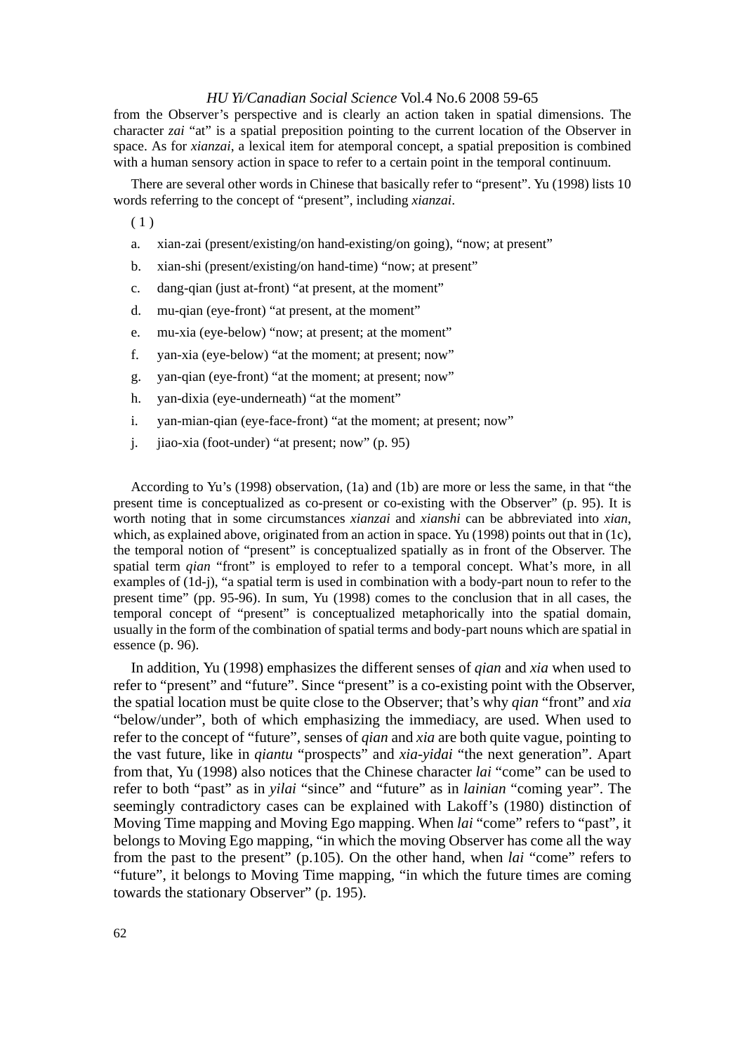from the Observer's perspective and is clearly an action taken in spatial dimensions. The character *zai* "at" is a spatial preposition pointing to the current location of the Observer in space. As for *xianzai*, a lexical item for atemporal concept, a spatial preposition is combined with a human sensory action in space to refer to a certain point in the temporal continuum.

There are several other words in Chinese that basically refer to "present". Yu (1998) lists 10 words referring to the concept of "present", including *xianzai*.

( 1 )

a. xian-zai (present/existing/on hand-existing/on going), "now; at present"

b. xian-shi (present/existing/on hand-time) "now; at present"

c. dang-qian (just at-front) "at present, at the moment"

d. mu-qian (eye-front) "at present, at the moment"

e. mu-xia (eye-below) "now; at present; at the moment"

f. yan-xia (eye-below) "at the moment; at present; now"

g. yan-qian (eye-front) "at the moment; at present; now"

h. yan-dixia (eye-underneath) "at the moment"

i. yan-mian-qian (eye-face-front) "at the moment; at present; now"

j. jiao-xia (foot-under) "at present; now" (p. 95)

According to Yu's (1998) observation, (1a) and (1b) are more or less the same, in that "the present time is conceptualized as co-present or co-existing with the Observer" (p. 95). It is worth noting that in some circumstances *xianzai* and *xianshi* can be abbreviated into *xian*, which, as explained above, originated from an action in space. Yu (1998) points out that in (1c), the temporal notion of "present" is conceptualized spatially as in front of the Observer. The spatial term *qian* "front" is employed to refer to a temporal concept. What's more, in all examples of (1d-j), "a spatial term is used in combination with a body-part noun to refer to the present time" (pp. 95-96). In sum, Yu (1998) comes to the conclusion that in all cases, the temporal concept of "present" is conceptualized metaphorically into the spatial domain, usually in the form of the combination of spatial terms and body-part nouns which are spatial in essence (p. 96).

In addition, Yu (1998) emphasizes the different senses of *qian* and *xia* when used to refer to "present" and "future". Since "present" is a co-existing point with the Observer, the spatial location must be quite close to the Observer; that's why *qian* "front" and *xia* "below/under", both of which emphasizing the immediacy, are used. When used to refer to the concept of "future", senses of *qian* and *xia* are both quite vague, pointing to the vast future, like in *qiantu* "prospects" and *xia-yidai* "the next generation". Apart from that, Yu (1998) also notices that the Chinese character *lai* "come" can be used to refer to both "past" as in *yilai* "since" and "future" as in *lainian* "coming year". The seemingly contradictory cases can be explained with Lakoff's (1980) distinction of Moving Time mapping and Moving Ego mapping. When *lai* "come" refers to "past", it belongs to Moving Ego mapping, "in which the moving Observer has come all the way from the past to the present" (p.105). On the other hand, when *lai* "come" refers to "future", it belongs to Moving Time mapping, "in which the future times are coming towards the stationary Observer" (p. 195).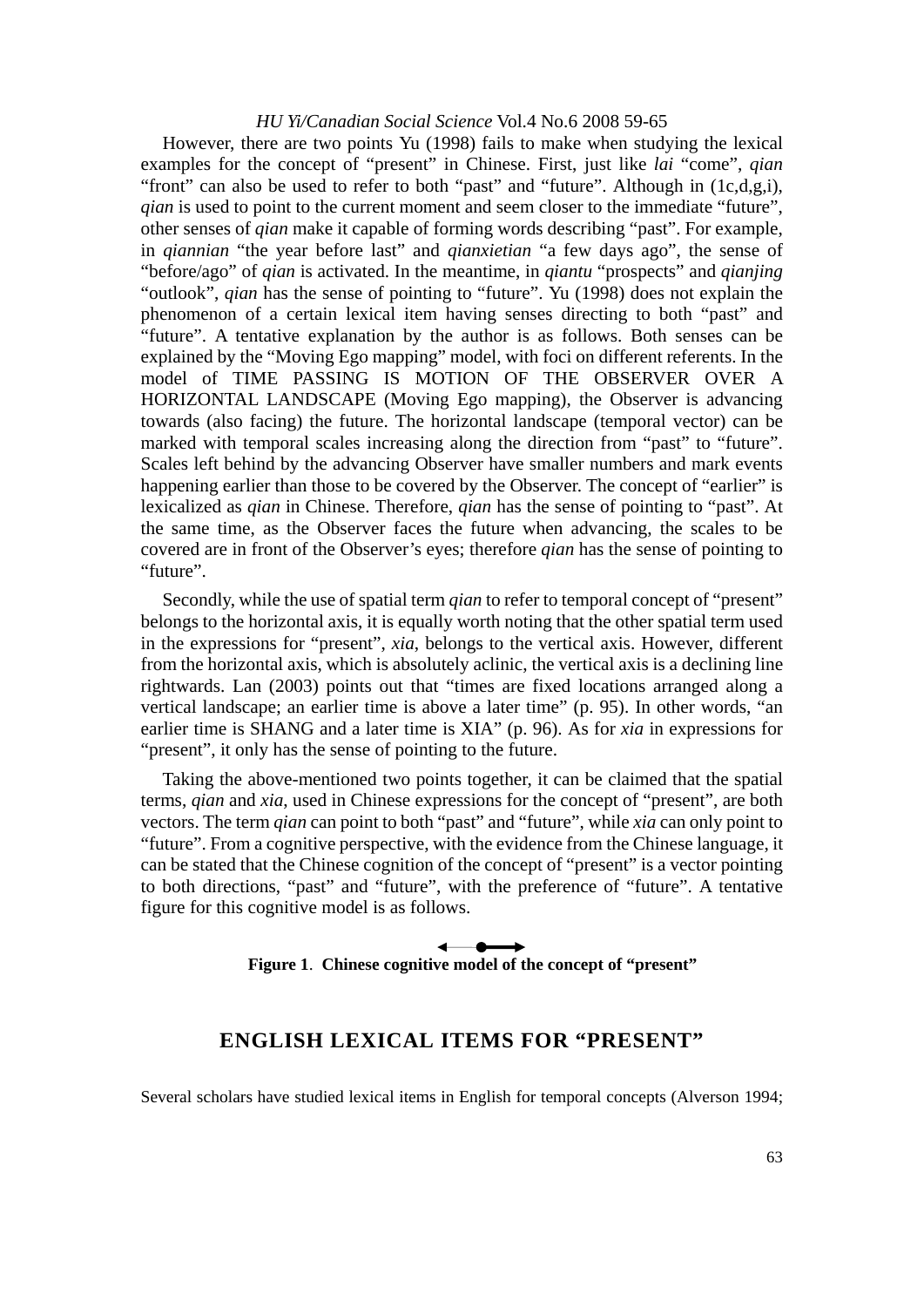However, there are two points Yu (1998) fails to make when studying the lexical examples for the concept of "present" in Chinese. First, just like *lai* "come", *qian* "front" can also be used to refer to both "past" and "future". Although in (1c,d,g,i), *qian* is used to point to the current moment and seem closer to the immediate "future", other senses of *qian* make it capable of forming words describing "past". For example, in *qiannian* "the year before last" and *qianxietian* "a few days ago", the sense of "before/ago" of *qian* is activated. In the meantime, in *qiantu* "prospects" and *qianjing* "outlook", *qian* has the sense of pointing to "future". Yu (1998) does not explain the phenomenon of a certain lexical item having senses directing to both "past" and "future". A tentative explanation by the author is as follows. Both senses can be explained by the "Moving Ego mapping" model, with foci on different referents. In the model of TIME PASSING IS MOTION OF THE OBSERVER OVER A HORIZONTAL LANDSCAPE (Moving Ego mapping), the Observer is advancing towards (also facing) the future. The horizontal landscape (temporal vector) can be marked with temporal scales increasing along the direction from "past" to "future". Scales left behind by the advancing Observer have smaller numbers and mark events happening earlier than those to be covered by the Observer. The concept of "earlier" is lexicalized as *qian* in Chinese. Therefore, *qian* has the sense of pointing to "past". At the same time, as the Observer faces the future when advancing, the scales to be covered are in front of the Observer's eyes; therefore *qian* has the sense of pointing to "future".

Secondly, while the use of spatial term *qian* to refer to temporal concept of "present" belongs to the horizontal axis, it is equally worth noting that the other spatial term used in the expressions for "present", *xia*, belongs to the vertical axis. However, different from the horizontal axis, which is absolutely aclinic, the vertical axis is a declining line rightwards. Lan (2003) points out that "times are fixed locations arranged along a vertical landscape; an earlier time is above a later time" (p. 95). In other words, "an earlier time is SHANG and a later time is XIA" (p. 96). As for *xia* in expressions for "present", it only has the sense of pointing to the future.

Taking the above-mentioned two points together, it can be claimed that the spatial terms, *qian* and *xia*, used in Chinese expressions for the concept of "present", are both vectors. The term *qian* can point to both "past" and "future", while *xia* can only point to "future". From a cognitive perspective, with the evidence from the Chinese language, it can be stated that the Chinese cognition of the concept of "present" is a vector pointing to both directions, "past" and "future", with the preference of "future". A tentative figure for this cognitive model is as follows.

**Figure 1**. **Chinese cognitive model of the concept of "present"**

## ENGLISH LEXICAL ITEMS FOR "PRESENT"

Several scholars have studied lexical items in English for temporal concepts (Alverson 1994;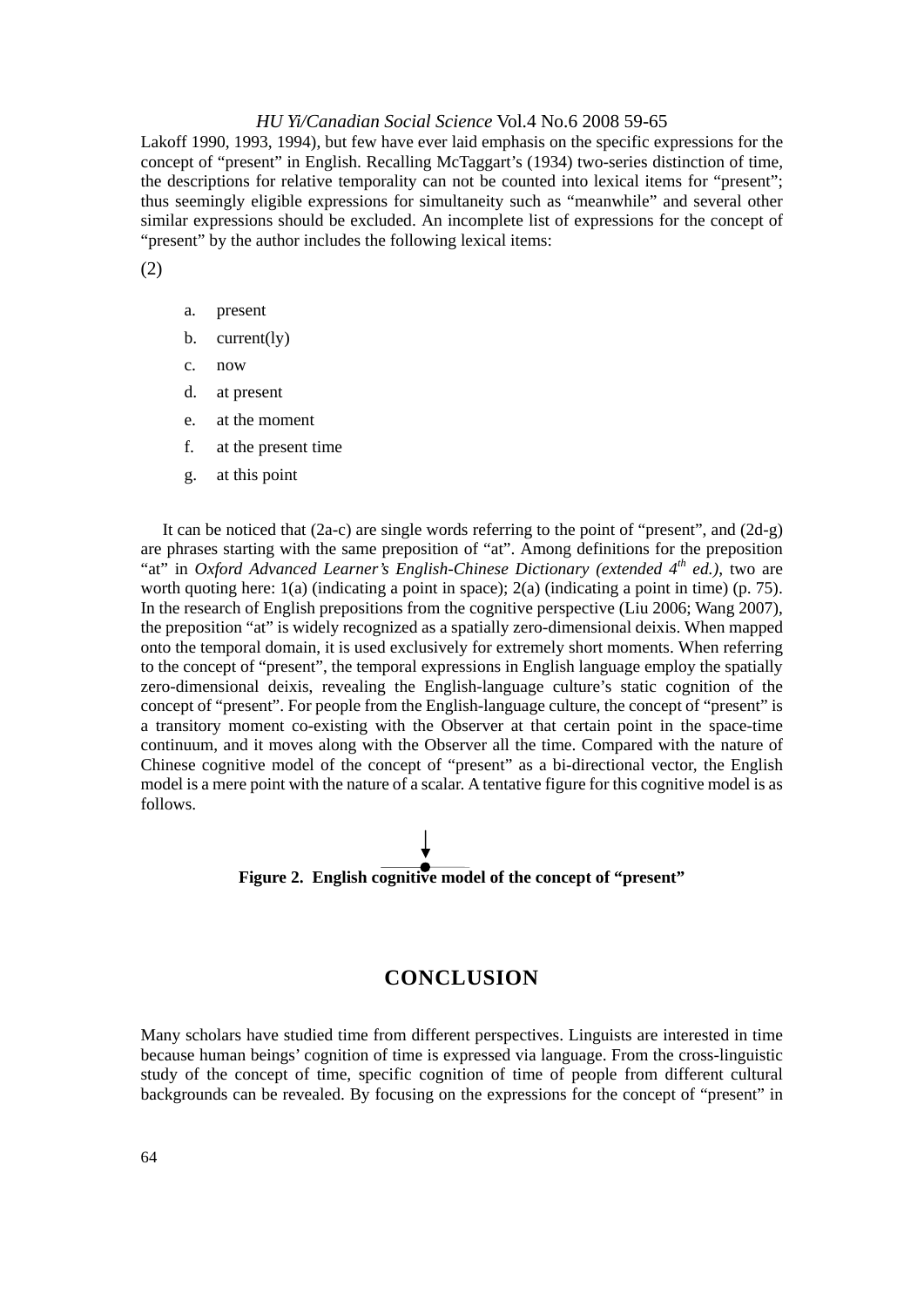Lakoff 1990, 1993, 1994), but few have ever laid emphasis on the specific expressions for the concept of "present" in English. Recalling McTaggart's (1934) two-series distinction of time, the descriptions for relative temporality can not be counted into lexical items for "present"; thus seemingly eligible expressions for simultaneity such as "meanwhile" and several other similar expressions should be excluded. An incomplete list of expressions for the concept of "present" by the author includes the following lexical items:

(2)

a. present
b. current(ly)
c. now
d. at present
e. at the moment
f. at the present time
g. at this point

It can be noticed that (2a-c) are single words referring to the point of "present", and (2d-g) are phrases starting with the same preposition of "at". Among definitions for the preposition "at" in *Oxford Advanced Learner's English-Chinese Dictionary (extended 4th ed.)*, two are worth quoting here: 1(a) (indicating a point in space); 2(a) (indicating a point in time) (p. 75). In the research of English prepositions from the cognitive perspective (Liu 2006; Wang 2007), the preposition "at" is widely recognized as a spatially zero-dimensional deixis. When mapped onto the temporal domain, it is used exclusively for extremely short moments. When referring to the concept of "present", the temporal expressions in English language employ the spatially zero-dimensional deixis, revealing the English-language culture's static cognition of the concept of "present". For people from the English-language culture, the concept of "present" is a transitory moment co-existing with the Observer at that certain point in the space-time continuum, and it moves along with the Observer all the time. Compared with the nature of Chinese cognitive model of the concept of "present" as a bi-directional vector, the English model is a mere point with the nature of a scalar. A tentative figure for this cognitive model is as follows.

**Figure 2. English cognitive model of the concept of "present"**

## CONCLUSION

Many scholars have studied time from different perspectives. Linguists are interested in time because human beings' cognition of time is expressed via language. From the cross-linguistic study of the concept of time, specific cognition of time of people from different cultural backgrounds can be revealed. By focusing on the expressions for the concept of "present" in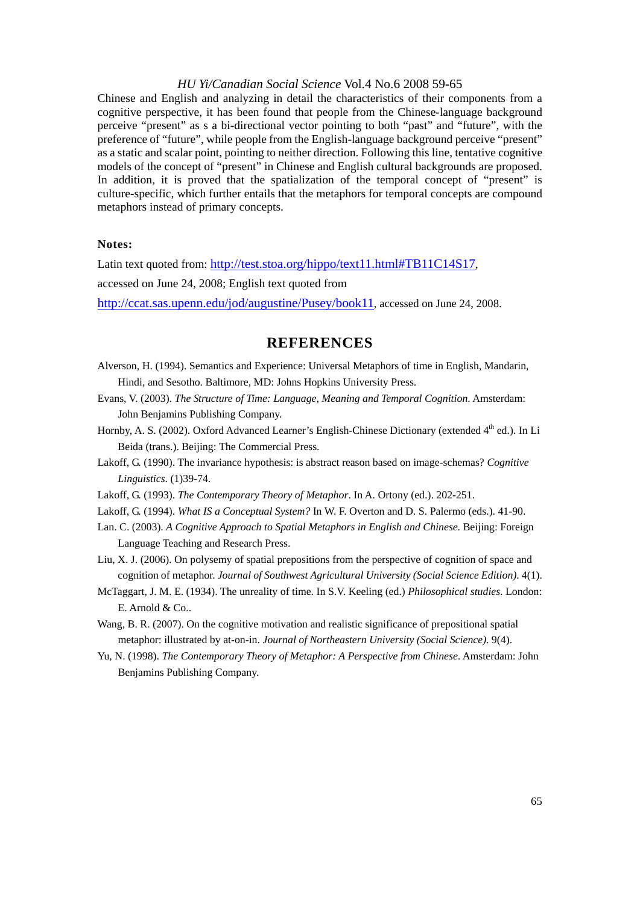Chinese and English and analyzing in detail the characteristics of their components from a cognitive perspective, it has been found that people from the Chinese-language background perceive "present" as s a bi-directional vector pointing to both "past" and "future", with the preference of "future", while people from the English-language background perceive "present" as a static and scalar point, pointing to neither direction. Following this line, tentative cognitive models of the concept of "present" in Chinese and English cultural backgrounds are proposed. In addition, it is proved that the spatialization of the temporal concept of "present" is culture-specific, which further entails that the metaphors for temporal concepts are compound metaphors instead of primary concepts.

**Notes:**

Latin text quoted from: http://test.stoa.org/hippo/text11.html#TB11C14S17, accessed on June 24, 2008; English text quoted from http://ccat.sas.upenn.edu/jod/augustine/Pusey/book11, accessed on June 24, 2008.

## REFERENCES

Alverson, H. (1994). Semantics and Experience: Universal Metaphors of time in English, Mandarin, Hindi, and Sesotho. Baltimore, MD: Johns Hopkins University Press.

Evans, V. (2003). *The Structure of Time: Language, Meaning and Temporal Cognition*. Amsterdam: John Benjamins Publishing Company.

Hornby, A. S. (2002). Oxford Advanced Learner's English-Chinese Dictionary (extended 4th ed.). In Li Beida (trans.). Beijing: The Commercial Press.

Lakoff, G. (1990). The invariance hypothesis: is abstract reason based on image-schemas? *Cognitive Linguistics*. (1)39-74.

Lakoff, G. (1993). *The Contemporary Theory of Metaphor*. In A. Ortony (ed.). 202-251.

Lakoff, G. (1994). *What IS a Conceptual System?* In W. F. Overton and D. S. Palermo (eds.). 41-90.

Lan. C. (2003). *A Cognitive Approach to Spatial Metaphors in English and Chinese*. Beijing: Foreign Language Teaching and Research Press.

Liu, X. J. (2006). On polysemy of spatial prepositions from the perspective of cognition of space and cognition of metaphor. *Journal of Southwest Agricultural University (Social Science Edition)*. 4(1).

McTaggart, J. M. E. (1934). The unreality of time. In S.V. Keeling (ed.) *Philosophical studies*. London: E. Arnold & Co..

Wang, B. R. (2007). On the cognitive motivation and realistic significance of prepositional spatial metaphor: illustrated by at-on-in. *Journal of Northeastern University (Social Science)*. 9(4).

Yu, N. (1998). *The Contemporary Theory of Metaphor: A Perspective from Chinese*. Amsterdam: John Benjamins Publishing Company.